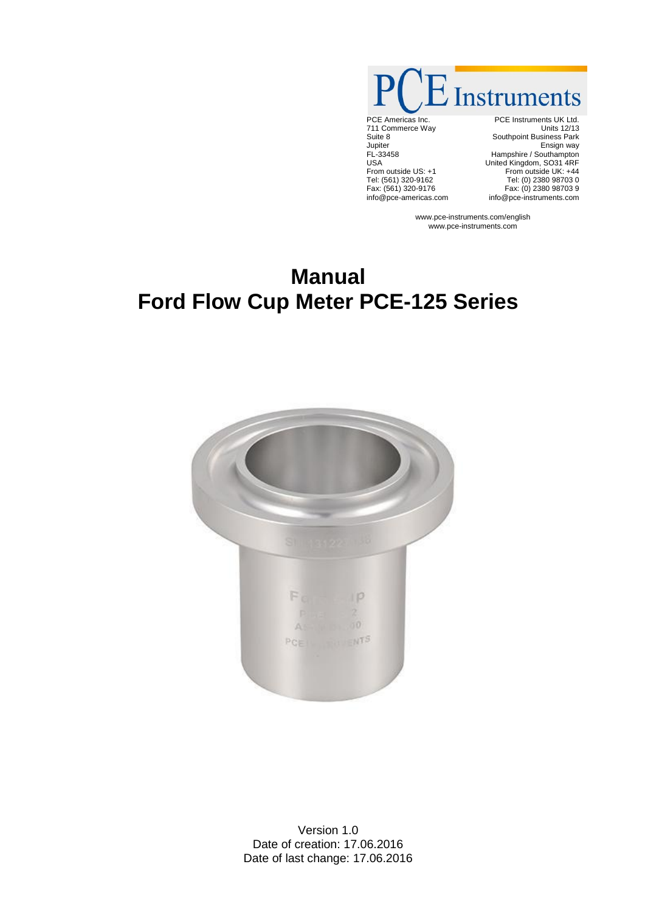PCE Instruments

PCE Americas Inc.
711 Commerce Way
Suite 8
Jupiter
FL-33458
USA
From outside US: +1
Tel: (561) 320-9162
Fax: (561) 320-9176
info@pce-americas.com

PCE Instruments UK Ltd.
Units 12/13
Southpoint Business Park
Ensign way
Hampshire / Southampton
United Kingdom, SO31 4RF
From outside UK: +44
Tel: (0) 2380 98703 0
Fax: (0) 2380 98703 9
info@pce-instruments.com

www.pce-instruments.com/english
www.pce-instruments.com

# Manual
# Ford Flow Cup Meter PCE-125 Series

Version 1.0
Date of creation: 17.06.2016
Date of last change: 17.06.2016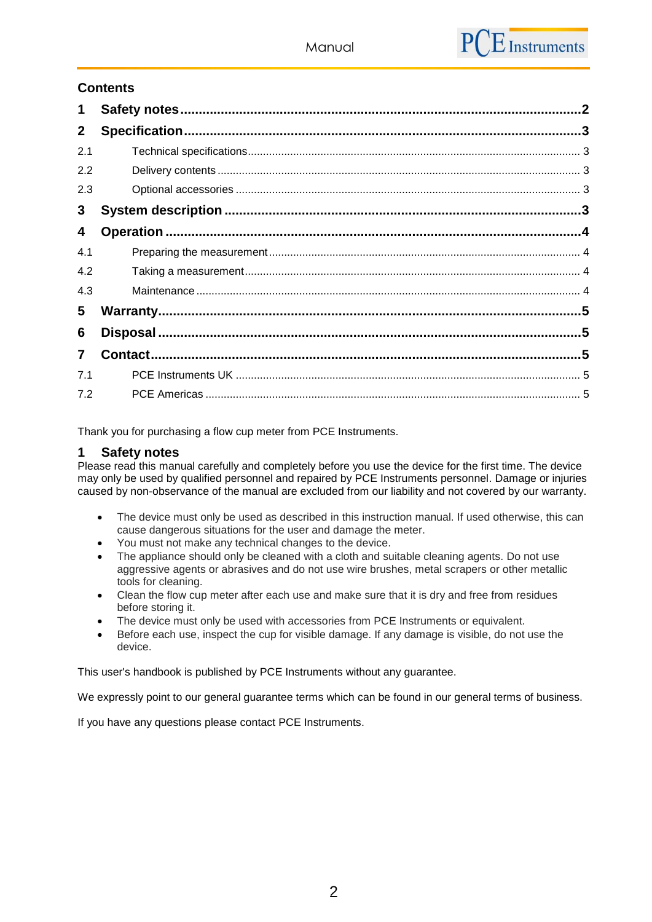## Contents

**1 Safety notes** ........ **2**
**2 Specification** ........ **3**
2.1 Technical specifications ........ 3
2.2 Delivery contents ........ 3
2.3 Optional accessories ........ 3
**3 System description** ........ **3**
**4 Operation** ........ **4**
4.1 Preparing the measurement ........ 4
4.2 Taking a measurement ........ 4
4.3 Maintenance ........ 4
**5 Warranty** ........ **5**
**6 Disposal** ........ **5**
**7 Contact** ........ **5**
7.1 PCE Instruments UK ........ 5
7.2 PCE Americas ........ 5

Thank you for purchasing a flow cup meter from PCE Instruments.

# 1 Safety notes

Please read this manual carefully and completely before you use the device for the first time. The device may only be used by qualified personnel and repaired by PCE Instruments personnel. Damage or injuries caused by non-observance of the manual are excluded from our liability and not covered by our warranty.

- The device must only be used as described in this instruction manual. If used otherwise, this can cause dangerous situations for the user and damage the meter.
- You must not make any technical changes to the device.
- The appliance should only be cleaned with a cloth and suitable cleaning agents. Do not use aggressive agents or abrasives and do not use wire brushes, metal scrapers or other metallic tools for cleaning.
- Clean the flow cup meter after each use and make sure that it is dry and free from residues before storing it.
- The device must only be used with accessories from PCE Instruments or equivalent.
- Before each use, inspect the cup for visible damage. If any damage is visible, do not use the device.

This user's handbook is published by PCE Instruments without any guarantee.

We expressly point to our general guarantee terms which can be found in our general terms of business.

If you have any questions please contact PCE Instruments.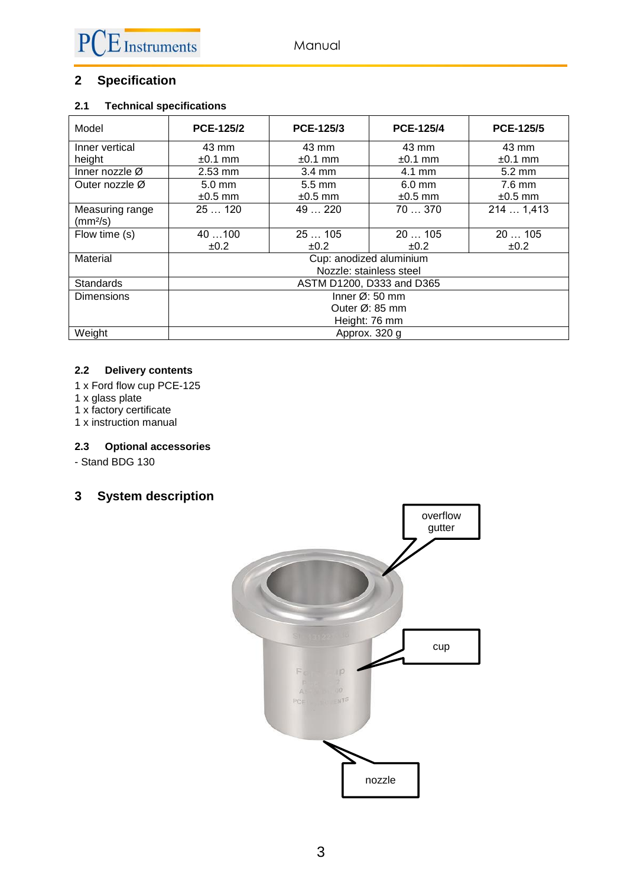## 2 Specification

### 2.1 Technical specifications

| Model | PCE-125/2 | PCE-125/3 | PCE-125/4 | PCE-125/5 |
|---|---|---|---|---|
| Inner vertical height | 43 mm ±0.1 mm | 43 mm ±0.1 mm | 43 mm ±0.1 mm | 43 mm ±0.1 mm |
| Inner nozzle Ø | 2.53 mm | 3.4 mm | 4.1 mm | 5.2 mm |
| Outer nozzle Ø | 5.0 mm ±0.5 mm | 5.5 mm ±0.5 mm | 6.0 mm ±0.5 mm | 7.6 mm ±0.5 mm |
| Measuring range (mm²/s) | 25 … 120 | 49 … 220 | 70 … 370 | 214 … 1,413 |
| Flow time (s) | 40 …100 ±0.2 | 25 … 105 ±0.2 | 20 … 105 ±0.2 | 20 … 105 ±0.2 |
| Material | Cup: anodized aluminium<br>Nozzle: stainless steel | | | |
| Standards | ASTM D1200, D333 and D365 | | | |
| Dimensions | Inner Ø: 50 mm<br>Outer Ø: 85 mm<br>Height: 76 mm | | | |
| Weight | Approx. 320 g | | | |

### 2.2 Delivery contents

1 x Ford flow cup PCE-125
1 x glass plate
1 x factory certificate
1 x instruction manual

### 2.3 Optional accessories

- Stand BDG 130

## 3 System description

overflow gutter

cup

nozzle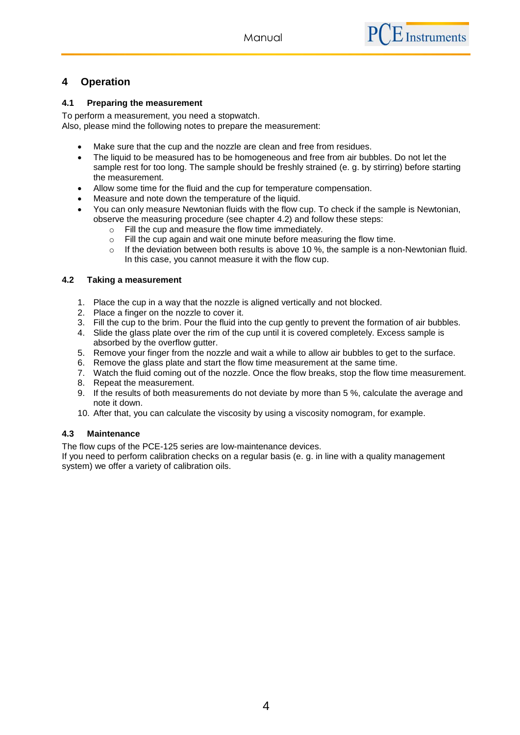# 4 Operation

## 4.1 Preparing the measurement

To perform a measurement, you need a stopwatch.
Also, please mind the following notes to prepare the measurement:

- Make sure that the cup and the nozzle are clean and free from residues.
- The liquid to be measured has to be homogeneous and free from air bubbles. Do not let the sample rest for too long. The sample should be freshly strained (e. g. by stirring) before starting the measurement.
- Allow some time for the fluid and the cup for temperature compensation.
- Measure and note down the temperature of the liquid.
- You can only measure Newtonian fluids with the flow cup. To check if the sample is Newtonian, observe the measuring procedure (see chapter 4.2) and follow these steps:
  - Fill the cup and measure the flow time immediately.
  - Fill the cup again and wait one minute before measuring the flow time.
  - If the deviation between both results is above 10 %, the sample is a non-Newtonian fluid. In this case, you cannot measure it with the flow cup.

## 4.2 Taking a measurement

1. Place the cup in a way that the nozzle is aligned vertically and not blocked.
2. Place a finger on the nozzle to cover it.
3. Fill the cup to the brim. Pour the fluid into the cup gently to prevent the formation of air bubbles.
4. Slide the glass plate over the rim of the cup until it is covered completely. Excess sample is absorbed by the overflow gutter.
5. Remove your finger from the nozzle and wait a while to allow air bubbles to get to the surface.
6. Remove the glass plate and start the flow time measurement at the same time.
7. Watch the fluid coming out of the nozzle. Once the flow breaks, stop the flow time measurement.
8. Repeat the measurement.
9. If the results of both measurements do not deviate by more than 5 %, calculate the average and note it down.
10. After that, you can calculate the viscosity by using a viscosity nomogram, for example.

## 4.3 Maintenance

The flow cups of the PCE-125 series are low-maintenance devices.
If you need to perform calibration checks on a regular basis (e. g. in line with a quality management system) we offer a variety of calibration oils.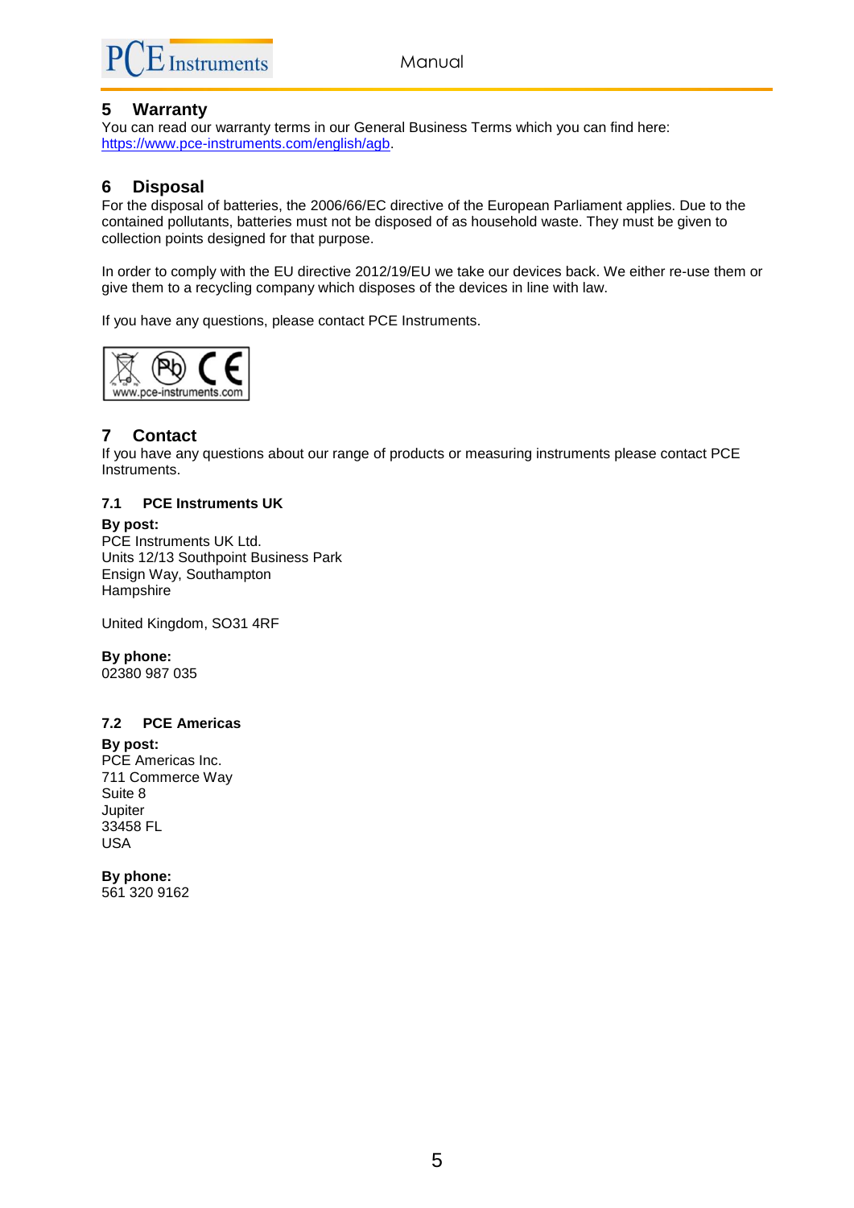## 5 Warranty

You can read our warranty terms in our General Business Terms which you can find here: https://www.pce-instruments.com/english/agb.

## 6 Disposal

For the disposal of batteries, the 2006/66/EC directive of the European Parliament applies. Due to the contained pollutants, batteries must not be disposed of as household waste. They must be given to collection points designed for that purpose.

In order to comply with the EU directive 2012/19/EU we take our devices back. We either re-use them or give them to a recycling company which disposes of the devices in line with law.

If you have any questions, please contact PCE Instruments.

www.pce-instruments.com

## 7 Contact

If you have any questions about our range of products or measuring instruments please contact PCE Instruments.

### 7.1 PCE Instruments UK

**By post:**
PCE Instruments UK Ltd.
Units 12/13 Southpoint Business Park
Ensign Way, Southampton
Hampshire

United Kingdom, SO31 4RF

**By phone:**
02380 987 035

### 7.2 PCE Americas

**By post:**
PCE Americas Inc.
711 Commerce Way
Suite 8
Jupiter
33458 FL
USA

**By phone:**
561 320 9162